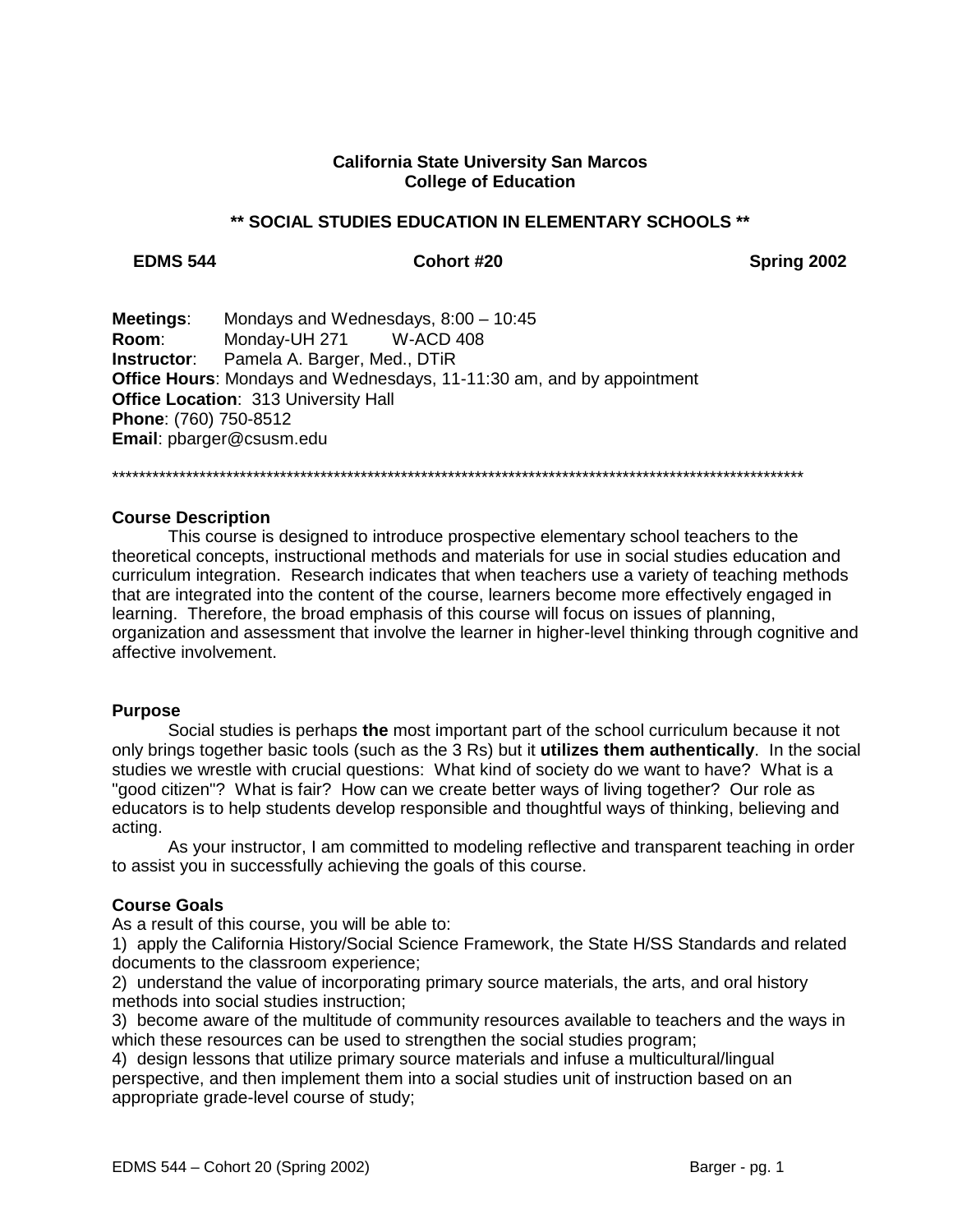**California State University San Marcos**
**College of Education**

## ** SOCIAL STUDIES EDUCATION IN ELEMENTARY SCHOOLS **

**EDMS 544** **Cohort #20** **Spring 2002**

**Meetings**: Mondays and Wednesdays, 8:00 – 10:45
**Room**: Monday-UH 271 W-ACD 408
**Instructor**: Pamela A. Barger, Med., DTiR
**Office Hours**: Mondays and Wednesdays, 11-11:30 am, and by appointment
**Office Location**: 313 University Hall
**Phone**: (760) 750-8512
**Email**: pbarger@csusm.edu

******************************************************************************************************************

### Course Description

This course is designed to introduce prospective elementary school teachers to the theoretical concepts, instructional methods and materials for use in social studies education and curriculum integration. Research indicates that when teachers use a variety of teaching methods that are integrated into the content of the course, learners become more effectively engaged in learning. Therefore, the broad emphasis of this course will focus on issues of planning, organization and assessment that involve the learner in higher-level thinking through cognitive and affective involvement.

### Purpose

Social studies is perhaps **the** most important part of the school curriculum because it not only brings together basic tools (such as the 3 Rs) but it **utilizes them authentically**. In the social studies we wrestle with crucial questions: What kind of society do we want to have? What is a "good citizen"? What is fair? How can we create better ways of living together? Our role as educators is to help students develop responsible and thoughtful ways of thinking, believing and acting.

As your instructor, I am committed to modeling reflective and transparent teaching in order to assist you in successfully achieving the goals of this course.

### Course Goals

As a result of this course, you will be able to:

1) apply the California History/Social Science Framework, the State H/SS Standards and related documents to the classroom experience;
2) understand the value of incorporating primary source materials, the arts, and oral history methods into social studies instruction;
3) become aware of the multitude of community resources available to teachers and the ways in which these resources can be used to strengthen the social studies program;
4) design lessons that utilize primary source materials and infuse a multicultural/lingual perspective, and then implement them into a social studies unit of instruction based on an appropriate grade-level course of study;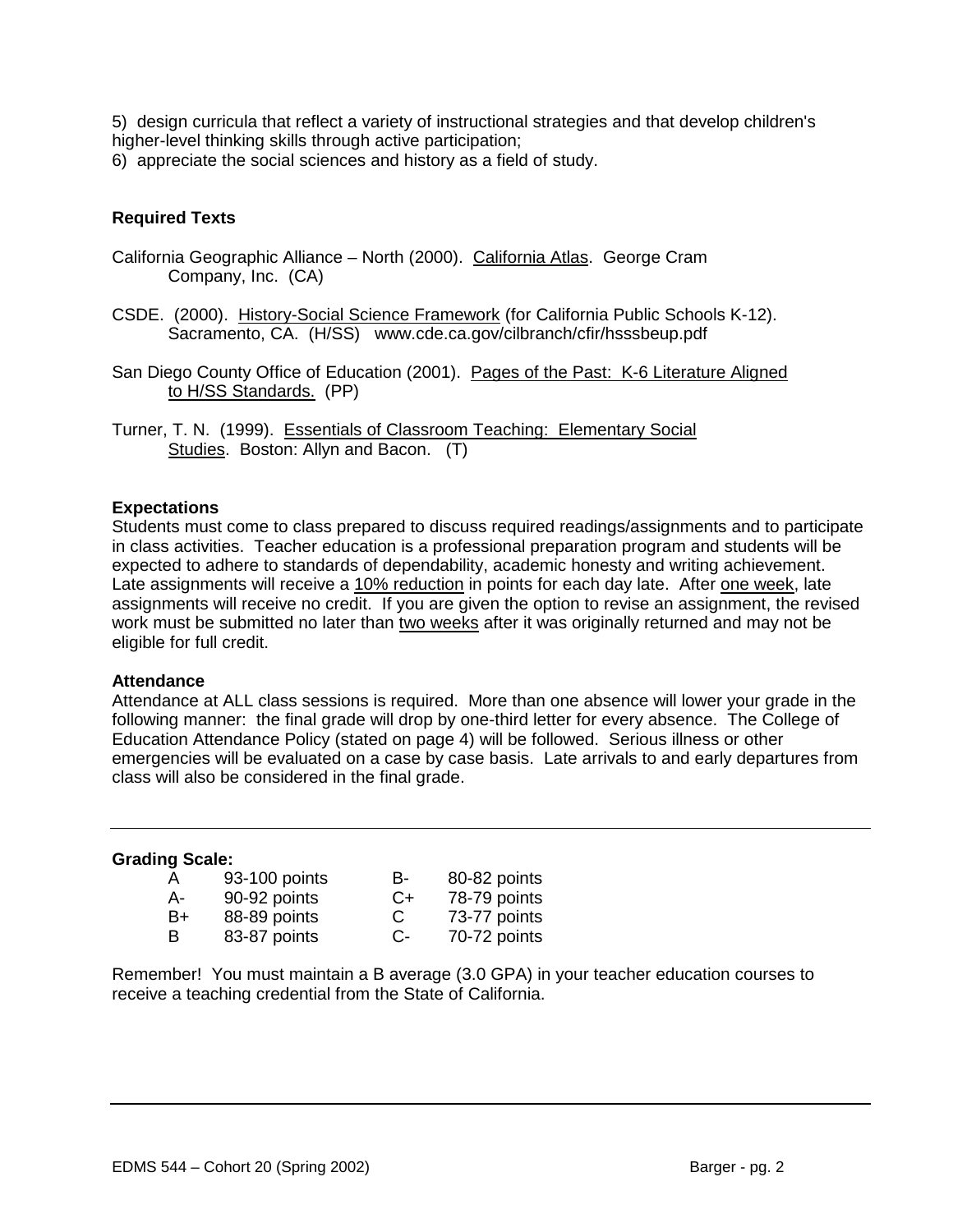5) design curricula that reflect a variety of instructional strategies and that develop children's higher-level thinking skills through active participation;
6) appreciate the social sciences and history as a field of study.

**Required Texts**

California Geographic Alliance – North (2000). California Atlas. George Cram Company, Inc. (CA)

CSDE. (2000). History-Social Science Framework (for California Public Schools K-12). Sacramento, CA. (H/SS) www.cde.ca.gov/cilbranch/cfir/hsssbeup.pdf

San Diego County Office of Education (2001). Pages of the Past: K-6 Literature Aligned to H/SS Standards. (PP)

Turner, T. N. (1999). Essentials of Classroom Teaching: Elementary Social Studies. Boston: Allyn and Bacon. (T)

**Expectations**
Students must come to class prepared to discuss required readings/assignments and to participate in class activities. Teacher education is a professional preparation program and students will be expected to adhere to standards of dependability, academic honesty and writing achievement. Late assignments will receive a 10% reduction in points for each day late. After one week, late assignments will receive no credit. If you are given the option to revise an assignment, the revised work must be submitted no later than two weeks after it was originally returned and may not be eligible for full credit.

**Attendance**
Attendance at ALL class sessions is required. More than one absence will lower your grade in the following manner: the final grade will drop by one-third letter for every absence. The College of Education Attendance Policy (stated on page 4) will be followed. Serious illness or other emergencies will be evaluated on a case by case basis. Late arrivals to and early departures from class will also be considered in the final grade.

**Grading Scale:**

| | | | |
|---|---|---|---|
| A | 93-100 points | B- | 80-82 points |
| A- | 90-92 points | C+ | 78-79 points |
| B+ | 88-89 points | C | 73-77 points |
| B | 83-87 points | C- | 70-72 points |

Remember! You must maintain a B average (3.0 GPA) in your teacher education courses to receive a teaching credential from the State of California.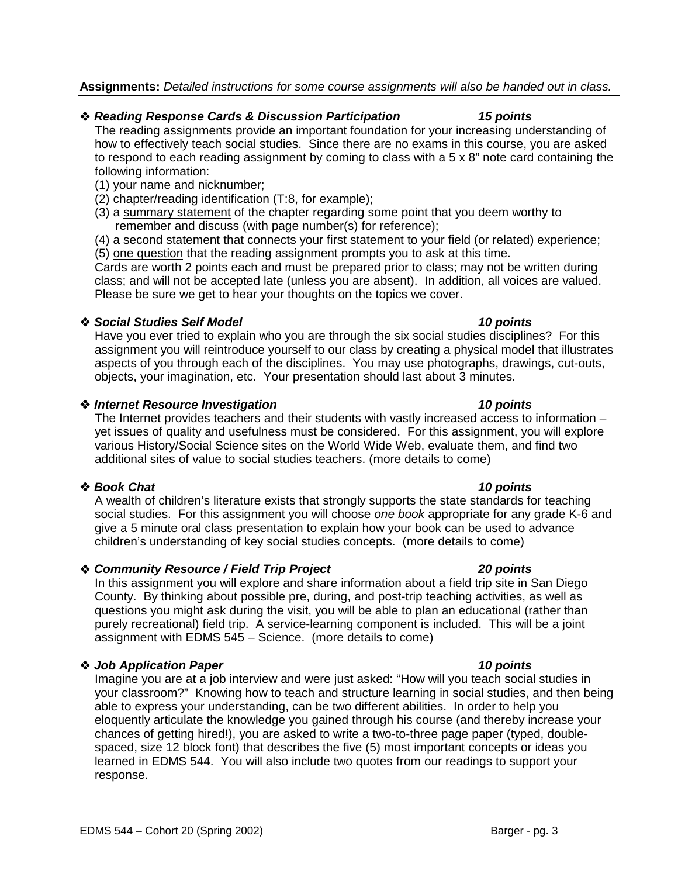**Assignments:** *Detailed instructions for some course assignments will also be handed out in class.*

❖ ***Reading Response Cards & Discussion Participation*** ***15 points***

The reading assignments provide an important foundation for your increasing understanding of how to effectively teach social studies. Since there are no exams in this course, you are asked to respond to each reading assignment by coming to class with a 5 x 8" note card containing the following information:

(1) your name and nicknumber;
(2) chapter/reading identification (T:8, for example);
(3) a summary statement of the chapter regarding some point that you deem worthy to remember and discuss (with page number(s) for reference);
(4) a second statement that connects your first statement to your field (or related) experience;
(5) one question that the reading assignment prompts you to ask at this time.

Cards are worth 2 points each and must be prepared prior to class; may not be written during class; and will not be accepted late (unless you are absent). In addition, all voices are valued. Please be sure we get to hear your thoughts on the topics we cover.

❖ ***Social Studies Self Model*** ***10 points***

Have you ever tried to explain who you are through the six social studies disciplines? For this assignment you will reintroduce yourself to our class by creating a physical model that illustrates aspects of you through each of the disciplines. You may use photographs, drawings, cut-outs, objects, your imagination, etc. Your presentation should last about 3 minutes.

❖ ***Internet Resource Investigation*** ***10 points***

The Internet provides teachers and their students with vastly increased access to information – yet issues of quality and usefulness must be considered. For this assignment, you will explore various History/Social Science sites on the World Wide Web, evaluate them, and find two additional sites of value to social studies teachers. (more details to come)

❖ ***Book Chat*** ***10 points***

A wealth of children's literature exists that strongly supports the state standards for teaching social studies. For this assignment you will choose *one book* appropriate for any grade K-6 and give a 5 minute oral class presentation to explain how your book can be used to advance children's understanding of key social studies concepts. (more details to come)

❖ ***Community Resource / Field Trip Project*** ***20 points***

In this assignment you will explore and share information about a field trip site in San Diego County. By thinking about possible pre, during, and post-trip teaching activities, as well as questions you might ask during the visit, you will be able to plan an educational (rather than purely recreational) field trip. A service-learning component is included. This will be a joint assignment with EDMS 545 – Science. (more details to come)

❖ ***Job Application Paper*** ***10 points***

Imagine you are at a job interview and were just asked: "How will you teach social studies in your classroom?" Knowing how to teach and structure learning in social studies, and then being able to express your understanding, can be two different abilities. In order to help you eloquently articulate the knowledge you gained through his course (and thereby increase your chances of getting hired!), you are asked to write a two-to-three page paper (typed, double-spaced, size 12 block font) that describes the five (5) most important concepts or ideas you learned in EDMS 544. You will also include two quotes from our readings to support your response.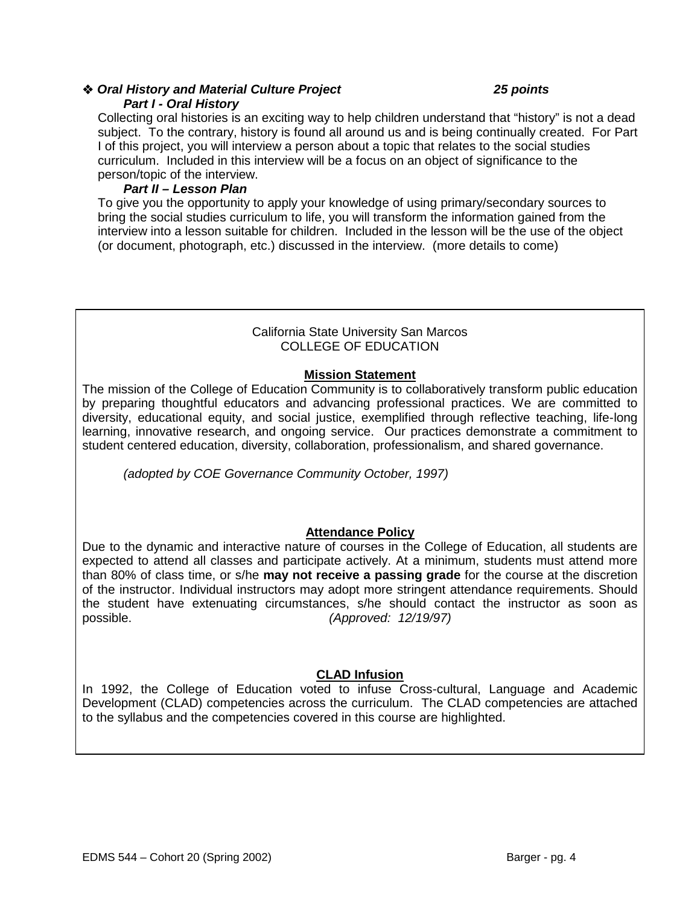❖ ***Oral History and Material Culture Project*** ***25 points***

***Part I - Oral History***

Collecting oral histories is an exciting way to help children understand that "history" is not a dead subject. To the contrary, history is found all around us and is being continually created. For Part I of this project, you will interview a person about a topic that relates to the social studies curriculum. Included in this interview will be a focus on an object of significance to the person/topic of the interview.

***Part II – Lesson Plan***

To give you the opportunity to apply your knowledge of using primary/secondary sources to bring the social studies curriculum to life, you will transform the information gained from the interview into a lesson suitable for children. Included in the lesson will be the use of the object (or document, photograph, etc.) discussed in the interview. (more details to come)

California State University San Marcos
COLLEGE OF EDUCATION

## Mission Statement

The mission of the College of Education Community is to collaboratively transform public education by preparing thoughtful educators and advancing professional practices. We are committed to diversity, educational equity, and social justice, exemplified through reflective teaching, life-long learning, innovative research, and ongoing service. Our practices demonstrate a commitment to student centered education, diversity, collaboration, professionalism, and shared governance.

*(adopted by COE Governance Community October, 1997)*

## Attendance Policy

Due to the dynamic and interactive nature of courses in the College of Education, all students are expected to attend all classes and participate actively. At a minimum, students must attend more than 80% of class time, or s/he **may not receive a passing grade** for the course at the discretion of the instructor. Individual instructors may adopt more stringent attendance requirements. Should the student have extenuating circumstances, s/he should contact the instructor as soon as possible. *(Approved: 12/19/97)*

## CLAD Infusion

In 1992, the College of Education voted to infuse Cross-cultural, Language and Academic Development (CLAD) competencies across the curriculum. The CLAD competencies are attached to the syllabus and the competencies covered in this course are highlighted.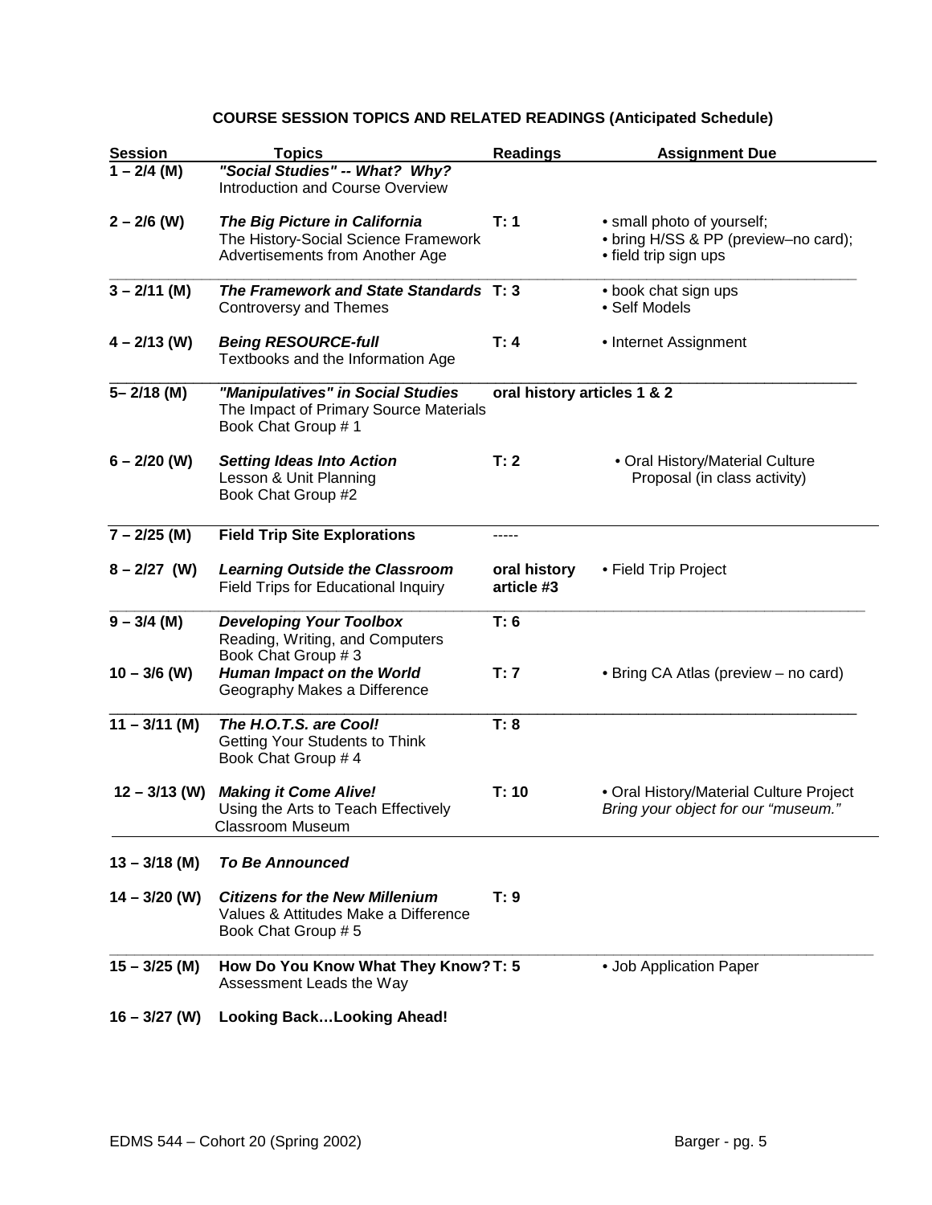**COURSE SESSION TOPICS AND RELATED READINGS (Anticipated Schedule)**

| Session | Topics | Readings | Assignment Due |
|---|---|---|---|
| 1 – 2/4 (M) | ***"Social Studies" -- What? Why?***<br>Introduction and Course Overview | | |
| 2 – 2/6 (W) | ***The Big Picture in California***<br>The History-Social Science Framework<br>Advertisements from Another Age | T: 1 | • small photo of yourself;<br>• bring H/SS & PP (preview–no card);<br>• field trip sign ups |
| 3 – 2/11 (M) | ***The Framework and State Standards***<br>Controversy and Themes | T: 3 | • book chat sign ups<br>• Self Models |
| 4 – 2/13 (W) | ***Being RESOURCE-full***<br>Textbooks and the Information Age | T: 4 | • Internet Assignment |
| 5– 2/18 (M) | ***"Manipulatives" in Social Studies***<br>The Impact of Primary Source Materials<br>Book Chat Group # 1 | **oral history articles 1 & 2** | |
| 6 – 2/20 (W) | ***Setting Ideas Into Action***<br>Lesson & Unit Planning<br>Book Chat Group #2 | T: 2 | • Oral History/Material Culture Proposal (in class activity) |
| 7 – 2/25 (M) | **Field Trip Site Explorations** | ----- | |
| 8 – 2/27 (W) | ***Learning Outside the Classroom***<br>Field Trips for Educational Inquiry | **oral history article #3** | • Field Trip Project |
| 9 – 3/4 (M) | ***Developing Your Toolbox***<br>Reading, Writing, and Computers<br>Book Chat Group # 3 | T: 6 | |
| 10 – 3/6 (W) | ***Human Impact on the World***<br>Geography Makes a Difference | T: 7 | • Bring CA Atlas (preview – no card) |
| 11 – 3/11 (M) | ***The H.O.T.S. are Cool!***<br>Getting Your Students to Think<br>Book Chat Group # 4 | T: 8 | |
| 12 – 3/13 (W) | ***Making it Come Alive!***<br>Using the Arts to Teach Effectively<br>Classroom Museum | T: 10 | • Oral History/Material Culture Project<br>*Bring your object for our "museum."* |
| 13 – 3/18 (M) | ***To Be Announced*** | | |
| 14 – 3/20 (W) | ***Citizens for the New Millenium***<br>Values & Attitudes Make a Difference<br>Book Chat Group # 5 | T: 9 | |
| 15 – 3/25 (M) | **How Do You Know What They Know?**<br>Assessment Leads the Way | T: 5 | • Job Application Paper |
| 16 – 3/27 (W) | **Looking Back…Looking Ahead!** | | |